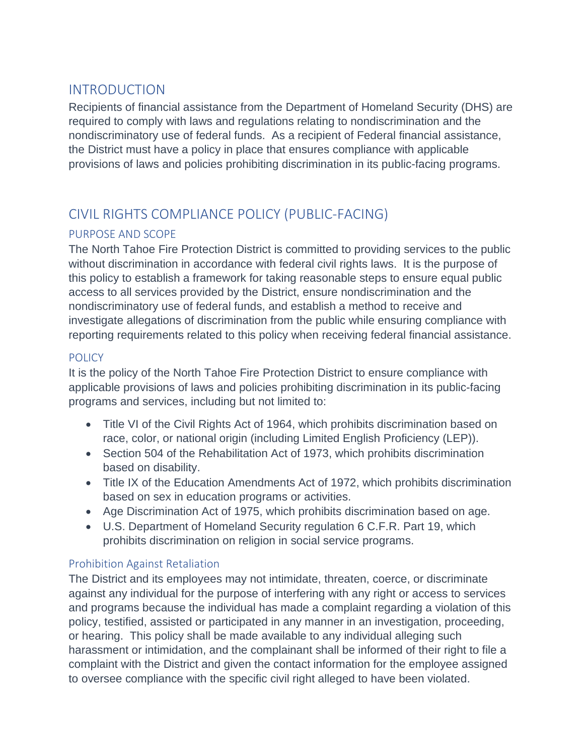# INTRODUCTION

Recipients of financial assistance from the Department of Homeland Security (DHS) are required to comply with laws and regulations relating to nondiscrimination and the nondiscriminatory use of federal funds. As a recipient of Federal financial assistance, the District must have a policy in place that ensures compliance with applicable provisions of laws and policies prohibiting discrimination in its public-facing programs.

# CIVIL RIGHTS COMPLIANCE POLICY (PUBLIC-FACING)

## PURPOSE AND SCOPE

The North Tahoe Fire Protection District is committed to providing services to the public without discrimination in accordance with federal civil rights laws. It is the purpose of this policy to establish a framework for taking reasonable steps to ensure equal public access to all services provided by the District, ensure nondiscrimination and the nondiscriminatory use of federal funds, and establish a method to receive and investigate allegations of discrimination from the public while ensuring compliance with reporting requirements related to this policy when receiving federal financial assistance.

## POLICY

It is the policy of the North Tahoe Fire Protection District to ensure compliance with applicable provisions of laws and policies prohibiting discrimination in its public-facing programs and services, including but not limited to:

- Title VI of the Civil Rights Act of 1964, which prohibits discrimination based on race, color, or national origin (including Limited English Proficiency (LEP)).
- Section 504 of the Rehabilitation Act of 1973, which prohibits discrimination based on disability.
- Title IX of the Education Amendments Act of 1972, which prohibits discrimination based on sex in education programs or activities.
- Age Discrimination Act of 1975, which prohibits discrimination based on age.
- U.S. Department of Homeland Security regulation 6 C.F.R. Part 19, which prohibits discrimination on religion in social service programs.

### Prohibition Against Retaliation

The District and its employees may not intimidate, threaten, coerce, or discriminate against any individual for the purpose of interfering with any right or access to services and programs because the individual has made a complaint regarding a violation of this policy, testified, assisted or participated in any manner in an investigation, proceeding, or hearing. This policy shall be made available to any individual alleging such harassment or intimidation, and the complainant shall be informed of their right to file a complaint with the District and given the contact information for the employee assigned to oversee compliance with the specific civil right alleged to have been violated.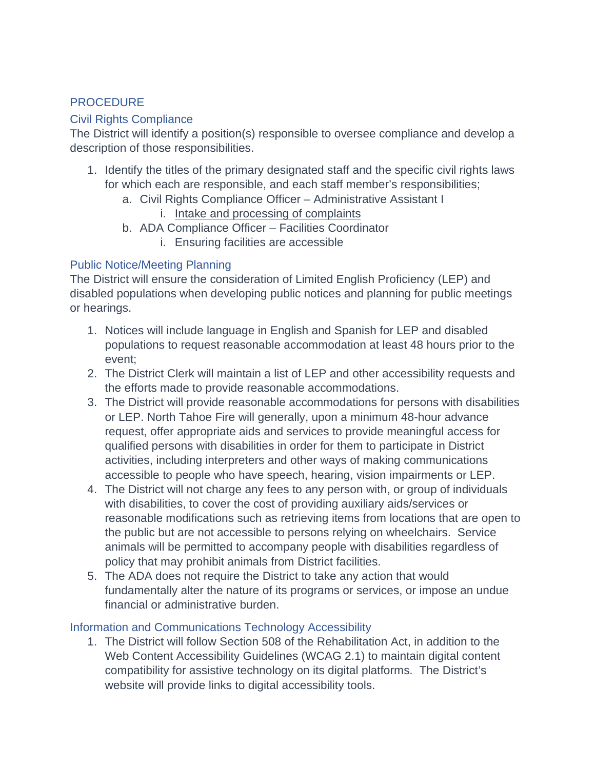## PROCEDURE

### Civil Rights Compliance

The District will identify a position(s) responsible to oversee compliance and develop a description of those responsibilities.

1. Identify the titles of the primary designated staff and the specific civil rights laws for which each are responsible, and each staff member's responsibilities;
    a. Civil Rights Compliance Officer – Administrative Assistant I
        i. <u>Intake and processing of complaints</u>
    b. ADA Compliance Officer – Facilities Coordinator
        i. Ensuring facilities are accessible

### Public Notice/Meeting Planning

The District will ensure the consideration of Limited English Proficiency (LEP) and disabled populations when developing public notices and planning for public meetings or hearings.

1. Notices will include language in English and Spanish for LEP and disabled populations to request reasonable accommodation at least 48 hours prior to the event;
2. The District Clerk will maintain a list of LEP and other accessibility requests and the efforts made to provide reasonable accommodations.
3. The District will provide reasonable accommodations for persons with disabilities or LEP. North Tahoe Fire will generally, upon a minimum 48-hour advance request, offer appropriate aids and services to provide meaningful access for qualified persons with disabilities in order for them to participate in District activities, including interpreters and other ways of making communications accessible to people who have speech, hearing, vision impairments or LEP.
4. The District will not charge any fees to any person with, or group of individuals with disabilities, to cover the cost of providing auxiliary aids/services or reasonable modifications such as retrieving items from locations that are open to the public but are not accessible to persons relying on wheelchairs. Service animals will be permitted to accompany people with disabilities regardless of policy that may prohibit animals from District facilities.
5. The ADA does not require the District to take any action that would fundamentally alter the nature of its programs or services, or impose an undue financial or administrative burden.

### Information and Communications Technology Accessibility

1. The District will follow Section 508 of the Rehabilitation Act, in addition to the Web Content Accessibility Guidelines (WCAG 2.1) to maintain digital content compatibility for assistive technology on its digital platforms. The District's website will provide links to digital accessibility tools.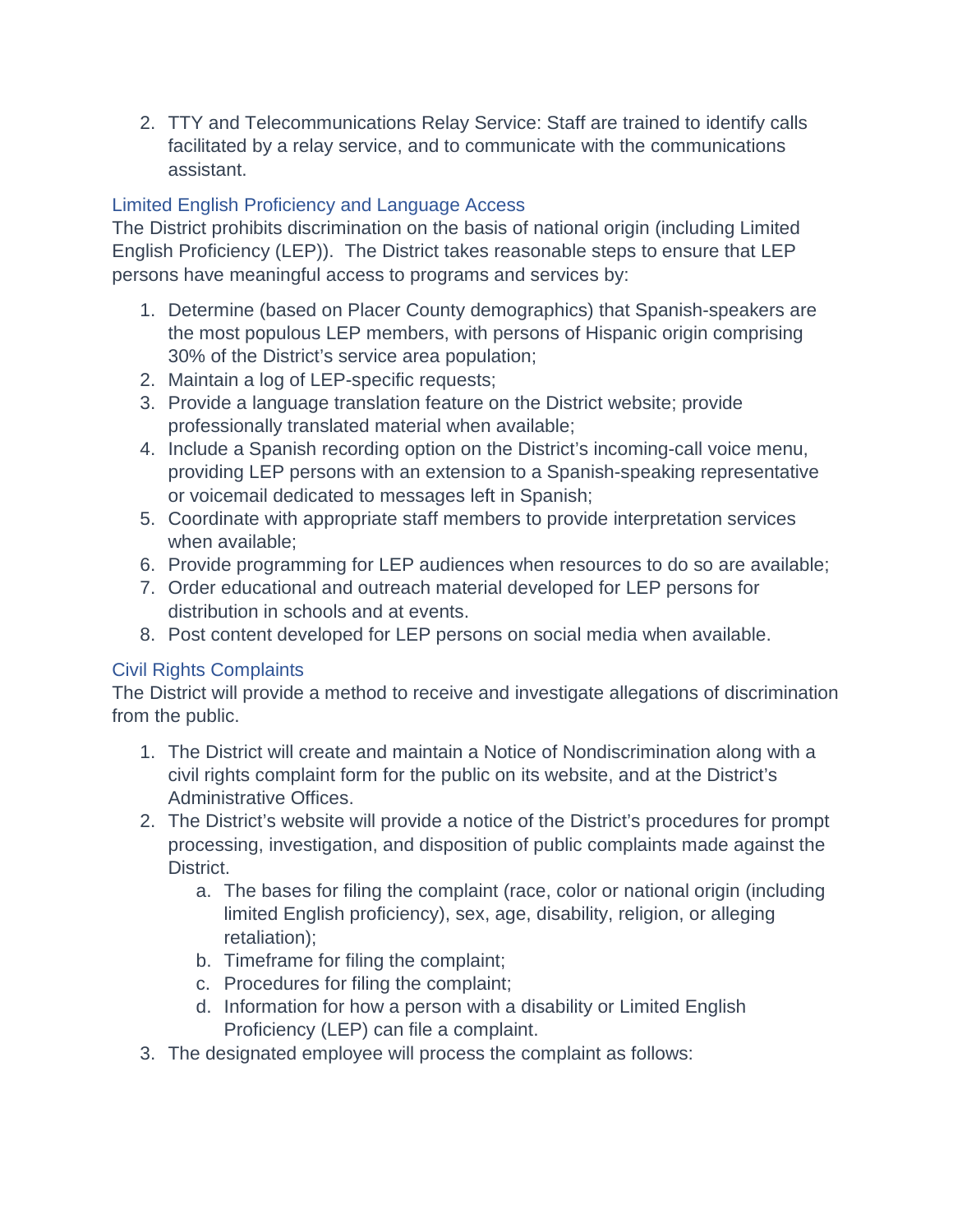2. TTY and Telecommunications Relay Service: Staff are trained to identify calls facilitated by a relay service, and to communicate with the communications assistant.

### Limited English Proficiency and Language Access

The District prohibits discrimination on the basis of national origin (including Limited English Proficiency (LEP)). The District takes reasonable steps to ensure that LEP persons have meaningful access to programs and services by:

1. Determine (based on Placer County demographics) that Spanish-speakers are the most populous LEP members, with persons of Hispanic origin comprising 30% of the District's service area population;
2. Maintain a log of LEP-specific requests;
3. Provide a language translation feature on the District website; provide professionally translated material when available;
4. Include a Spanish recording option on the District's incoming-call voice menu, providing LEP persons with an extension to a Spanish-speaking representative or voicemail dedicated to messages left in Spanish;
5. Coordinate with appropriate staff members to provide interpretation services when available;
6. Provide programming for LEP audiences when resources to do so are available;
7. Order educational and outreach material developed for LEP persons for distribution in schools and at events.
8. Post content developed for LEP persons on social media when available.

### Civil Rights Complaints

The District will provide a method to receive and investigate allegations of discrimination from the public.

1. The District will create and maintain a Notice of Nondiscrimination along with a civil rights complaint form for the public on its website, and at the District's Administrative Offices.
2. The District's website will provide a notice of the District's procedures for prompt processing, investigation, and disposition of public complaints made against the District.
   a. The bases for filing the complaint (race, color or national origin (including limited English proficiency), sex, age, disability, religion, or alleging retaliation);
   b. Timeframe for filing the complaint;
   c. Procedures for filing the complaint;
   d. Information for how a person with a disability or Limited English Proficiency (LEP) can file a complaint.
3. The designated employee will process the complaint as follows: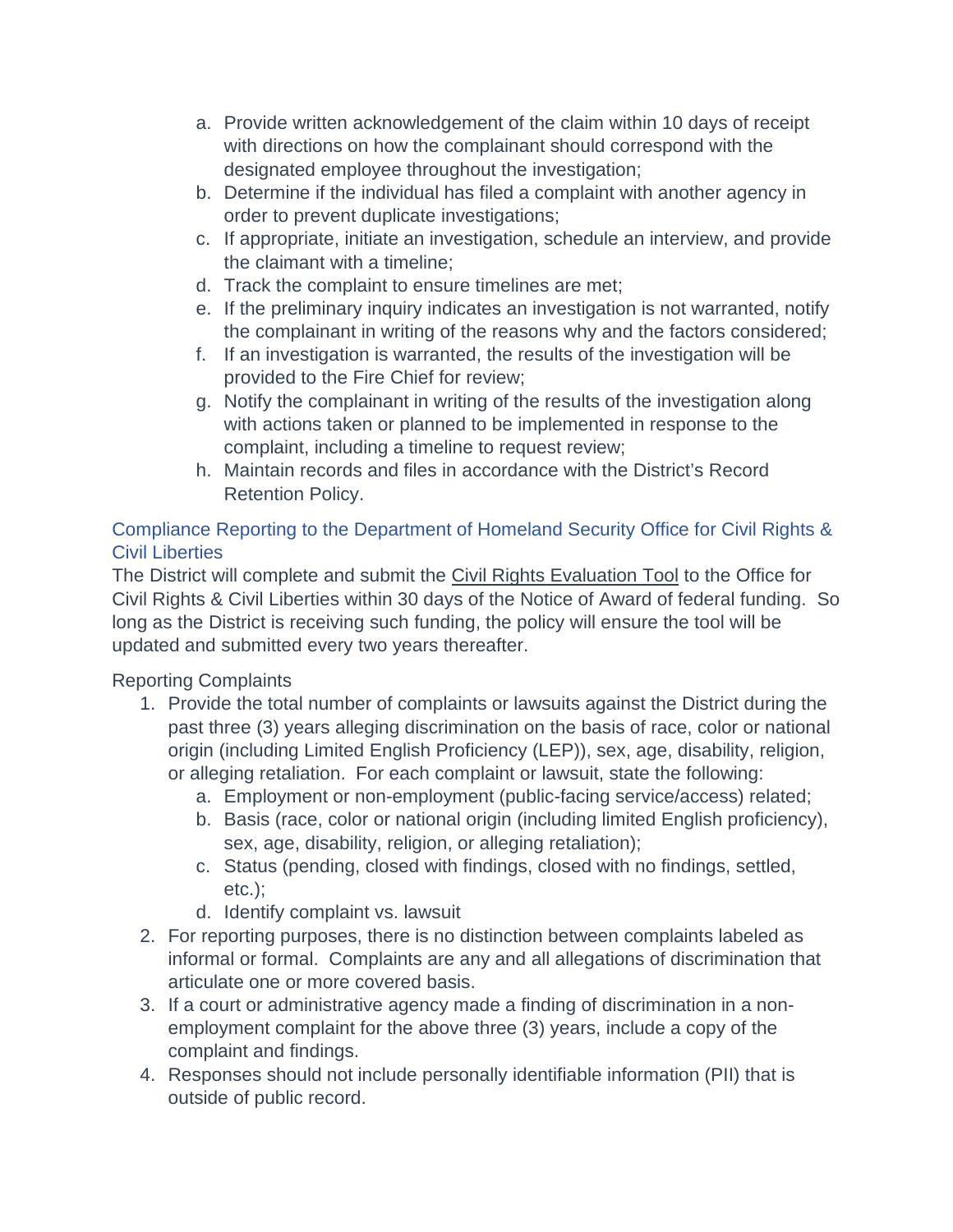a. Provide written acknowledgement of the claim within 10 days of receipt with directions on how the complainant should correspond with the designated employee throughout the investigation;
b. Determine if the individual has filed a complaint with another agency in order to prevent duplicate investigations;
c. If appropriate, initiate an investigation, schedule an interview, and provide the claimant with a timeline;
d. Track the complaint to ensure timelines are met;
e. If the preliminary inquiry indicates an investigation is not warranted, notify the complainant in writing of the reasons why and the factors considered;
f. If an investigation is warranted, the results of the investigation will be provided to the Fire Chief for review;
g. Notify the complainant in writing of the results of the investigation along with actions taken or planned to be implemented in response to the complaint, including a timeline to request review;
h. Maintain records and files in accordance with the District's Record Retention Policy.

## Compliance Reporting to the Department of Homeland Security Office for Civil Rights & Civil Liberties

The District will complete and submit the Civil Rights Evaluation Tool to the Office for Civil Rights & Civil Liberties within 30 days of the Notice of Award of federal funding. So long as the District is receiving such funding, the policy will ensure the tool will be updated and submitted every two years thereafter.

Reporting Complaints

1. Provide the total number of complaints or lawsuits against the District during the past three (3) years alleging discrimination on the basis of race, color or national origin (including Limited English Proficiency (LEP)), sex, age, disability, religion, or alleging retaliation. For each complaint or lawsuit, state the following:
   a. Employment or non-employment (public-facing service/access) related;
   b. Basis (race, color or national origin (including limited English proficiency), sex, age, disability, religion, or alleging retaliation);
   c. Status (pending, closed with findings, closed with no findings, settled, etc.);
   d. Identify complaint vs. lawsuit
2. For reporting purposes, there is no distinction between complaints labeled as informal or formal. Complaints are any and all allegations of discrimination that articulate one or more covered basis.
3. If a court or administrative agency made a finding of discrimination in a non-employment complaint for the above three (3) years, include a copy of the complaint and findings.
4. Responses should not include personally identifiable information (PII) that is outside of public record.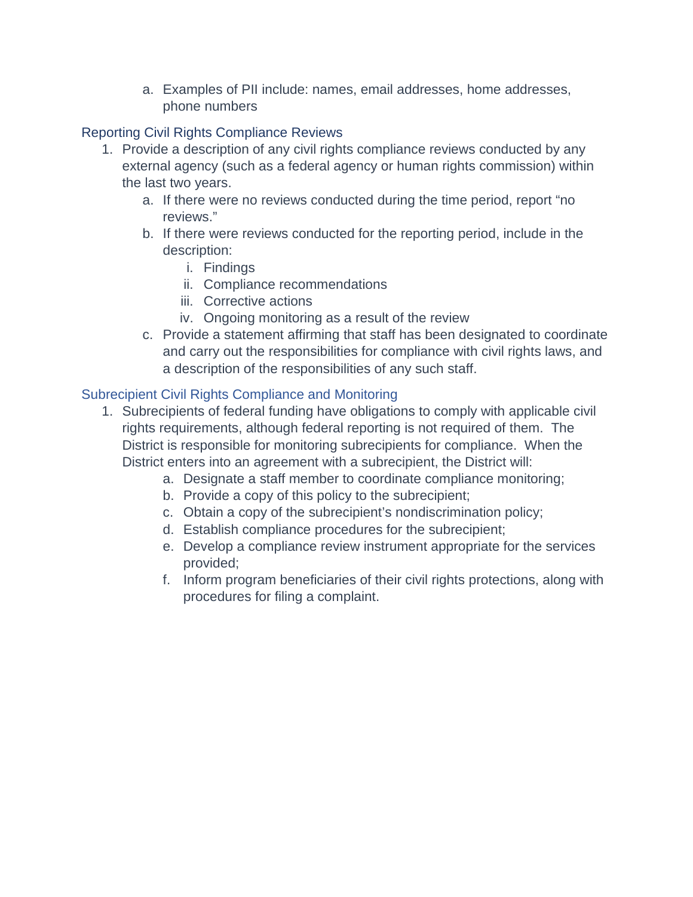a. Examples of PII include: names, email addresses, home addresses, phone numbers

## Reporting Civil Rights Compliance Reviews

1. Provide a description of any civil rights compliance reviews conducted by any external agency (such as a federal agency or human rights commission) within the last two years.
   a. If there were no reviews conducted during the time period, report "no reviews."
   b. If there were reviews conducted for the reporting period, include in the description:
      i. Findings
      ii. Compliance recommendations
      iii. Corrective actions
      iv. Ongoing monitoring as a result of the review
   c. Provide a statement affirming that staff has been designated to coordinate and carry out the responsibilities for compliance with civil rights laws, and a description of the responsibilities of any such staff.

## Subrecipient Civil Rights Compliance and Monitoring

1. Subrecipients of federal funding have obligations to comply with applicable civil rights requirements, although federal reporting is not required of them. The District is responsible for monitoring subrecipients for compliance. When the District enters into an agreement with a subrecipient, the District will:
   a. Designate a staff member to coordinate compliance monitoring;
   b. Provide a copy of this policy to the subrecipient;
   c. Obtain a copy of the subrecipient's nondiscrimination policy;
   d. Establish compliance procedures for the subrecipient;
   e. Develop a compliance review instrument appropriate for the services provided;
   f. Inform program beneficiaries of their civil rights protections, along with procedures for filing a complaint.